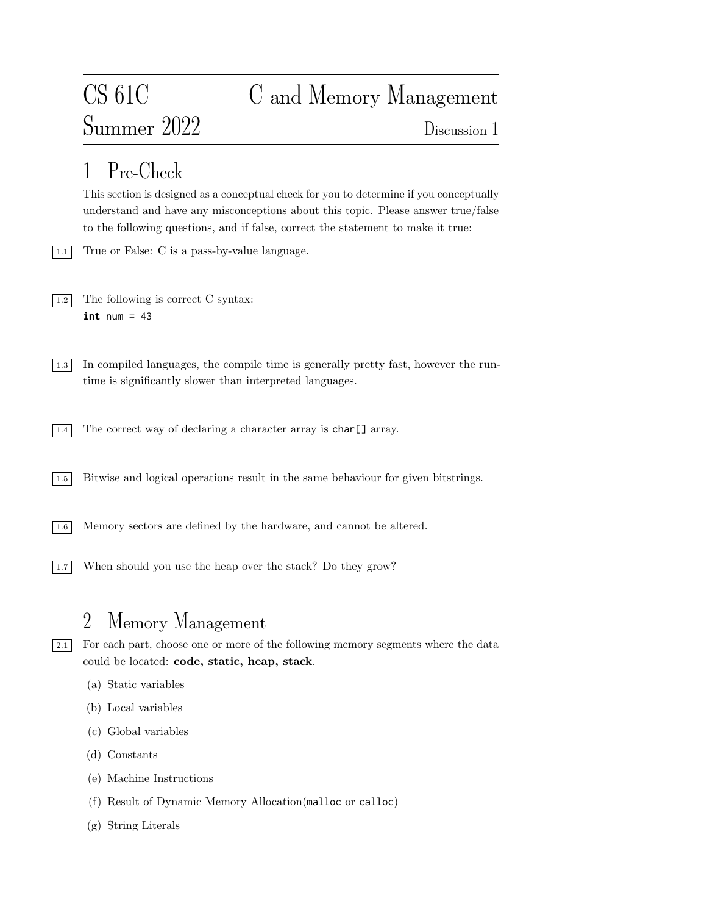# CS 61C C and Memory Management

## Summer 2022 Discussion 1

## 1 Pre-Check

This section is designed as a conceptual check for you to determine if you conceptually understand and have any misconceptions about this topic. Please answer true/false to the following questions, and if false, correct the statement to make it true:

1.1 True or False: C is a pass-by-value language.

1.2 The following is correct C syntax:

```c
int num = 43
```

1.3 In compiled languages, the compile time is generally pretty fast, however the run-time is significantly slower than interpreted languages.

1.4 The correct way of declaring a character array is `char[] array`.

1.5 Bitwise and logical operations result in the same behaviour for given bitstrings.

1.6 Memory sectors are defined by the hardware, and cannot be altered.

1.7 When should you use the heap over the stack? Do they grow?

## 2 Memory Management

2.1 For each part, choose one or more of the following memory segments where the data could be located: **code, static, heap, stack**.

(a) Static variables

(b) Local variables

(c) Global variables

(d) Constants

(e) Machine Instructions

(f) Result of Dynamic Memory Allocation(`malloc` or `calloc`)

(g) String Literals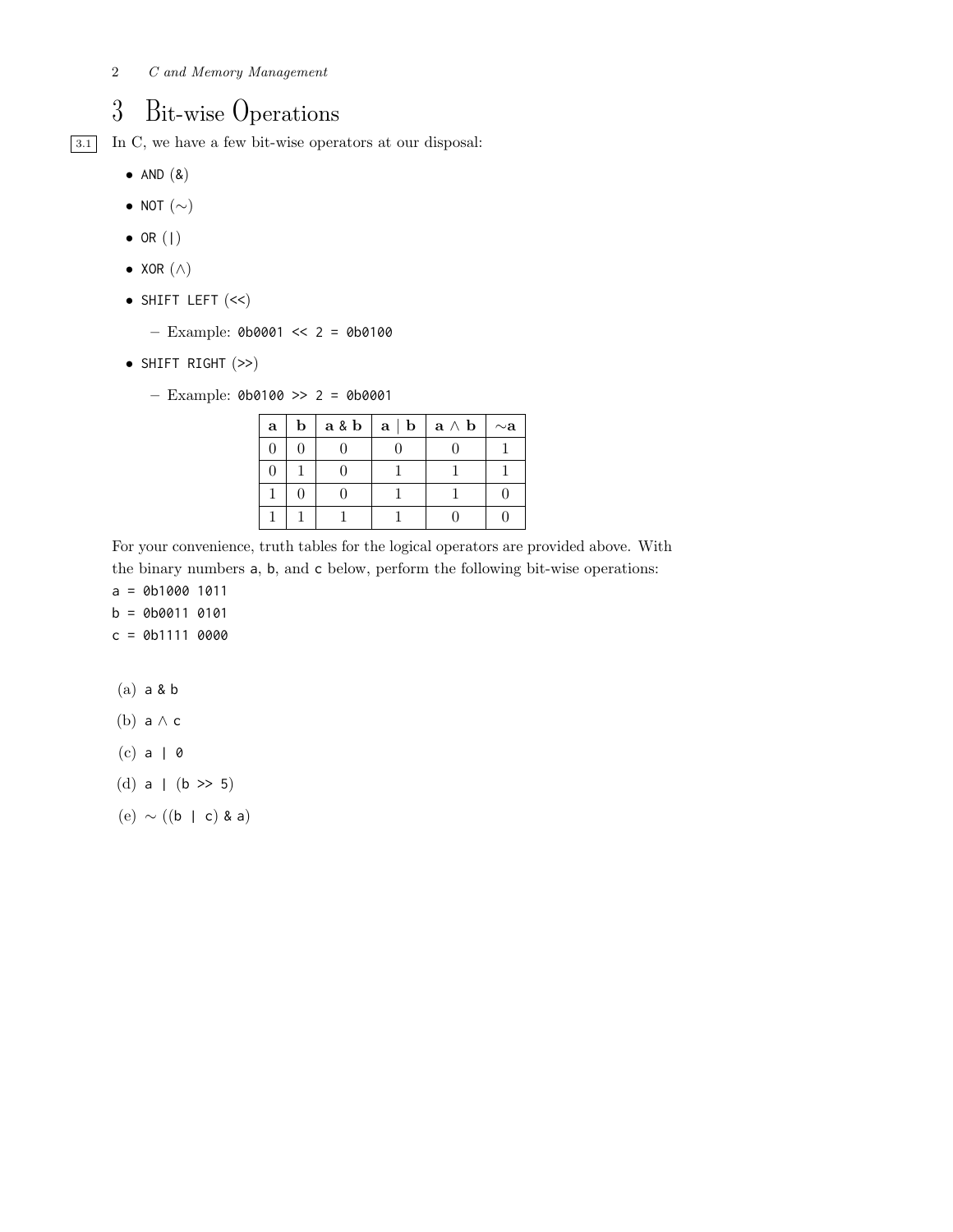# 3 Bit-wise Operations

3.1 In C, we have a few bit-wise operators at our disposal:

- AND (&)
- NOT (∼)
- OR (|)
- XOR (∧)
- SHIFT LEFT (<<)
  - Example: `0b0001 << 2 = 0b0100`
- SHIFT RIGHT (>>)
  - Example: `0b0100 >> 2 = 0b0001`

| **a** | **b** | **a & b** | **a \| b** | **a ∧ b** | **∼a** |
|---|---|---|---|---|---|
| 0 | 0 | 0 | 0 | 0 | 1 |
| 0 | 1 | 0 | 1 | 1 | 1 |
| 1 | 0 | 0 | 1 | 1 | 0 |
| 1 | 1 | 1 | 1 | 0 | 0 |

For your convenience, truth tables for the logical operators are provided above. With the binary numbers a, b, and c below, perform the following bit-wise operations:

```
a = 0b1000 1011
b = 0b0011 0101
c = 0b1111 0000
```

(a) `a & b`

(b) `a ∧ c`

(c) `a | 0`

(d) `a | (b >> 5)`

(e) `∼ ((b | c) & a)`